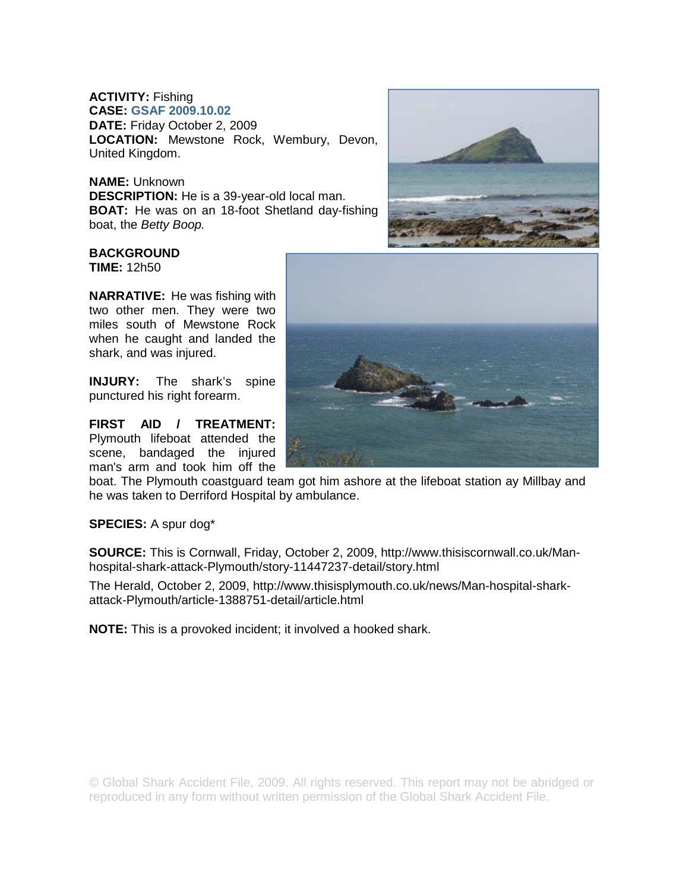**ACTIVITY:** Fishing
**CASE:** GSAF 2009.10.02
**DATE:** Friday October 2, 2009
**LOCATION:** Mewstone Rock, Wembury, Devon, United Kingdom.

**NAME:** Unknown
**DESCRIPTION:** He is a 39-year-old local man.
**BOAT:** He was on an 18-foot Shetland day-fishing boat, the *Betty Boop.*

**BACKGROUND**
**TIME:** 12h50

**NARRATIVE:** He was fishing with two other men. They were two miles south of Mewstone Rock when he caught and landed the shark, and was injured.

**INJURY:** The shark's spine punctured his right forearm.

**FIRST AID / TREATMENT:** Plymouth lifeboat attended the scene, bandaged the injured man's arm and took him off the boat. The Plymouth coastguard team got him ashore at the lifeboat station ay Millbay and he was taken to Derriford Hospital by ambulance.

**SPECIES:** A spur dog*

**SOURCE:** This is Cornwall, Friday, October 2, 2009, http://www.thisiscornwall.co.uk/Man-hospital-shark-attack-Plymouth/story-11447237-detail/story.html

The Herald, October 2, 2009, http://www.thisisplymouth.co.uk/news/Man-hospital-shark-attack-Plymouth/article-1388751-detail/article.html

**NOTE:** This is a provoked incident; it involved a hooked shark.

© Global Shark Accident File, 2009. All rights reserved. This report may not be abridged or reproduced in any form without written permission of the Global Shark Accident File.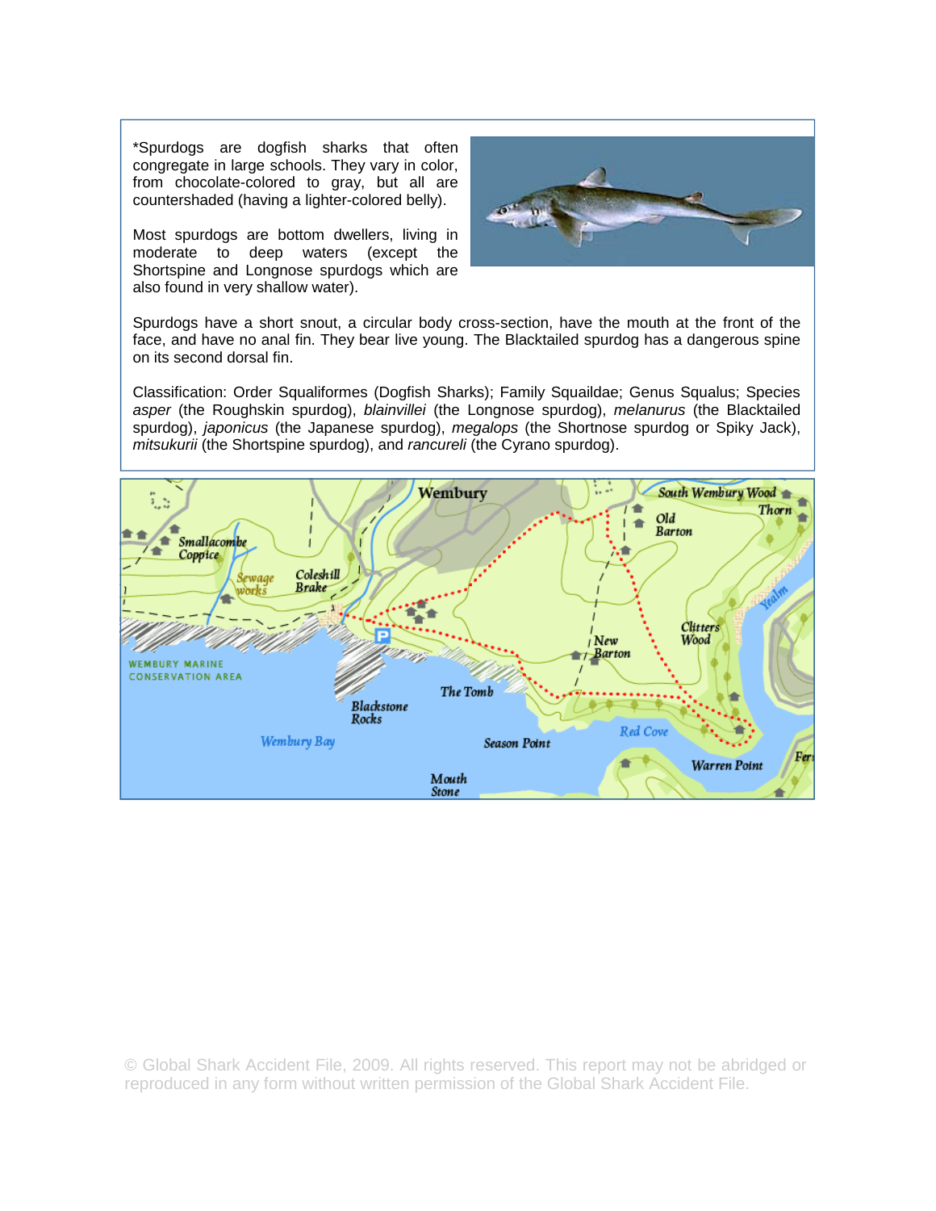*Spurdogs are dogfish sharks that often congregate in large schools. They vary in color, from chocolate-colored to gray, but all are countershaded (having a lighter-colored belly).

Most spurdogs are bottom dwellers, living in moderate to deep waters (except the Shortspine and Longnose spurdogs which are also found in very shallow water).

Spurdogs have a short snout, a circular body cross-section, have the mouth at the front of the face, and have no anal fin. They bear live young. The Blacktailed spurdog has a dangerous spine on its second dorsal fin.

Classification: Order Squaliformes (Dogfish Sharks); Family Squaildae; Genus Squalus; Species *asper* (the Roughskin spurdog), *blainvillei* (the Longnose spurdog), *melanurus* (the Blacktailed spurdog), *japonicus* (the Japanese spurdog), *megalops* (the Shortnose spurdog or Spiky Jack), *mitsukurii* (the Shortspine spurdog), and *rancureli* (the Cyrano spurdog).

Wembury
South Wembury Wood
Thorn
Old Barton
Smallacombe Coppice
Sewage works
Coleshill Brake
Yealm
Clitters Wood
New Barton
WEMBURY MARINE CONSERVATION AREA
The Tomb
Blackstone Rocks
Wembury Bay
Season Point
Red Cove
Warren Point
Mouth Stone